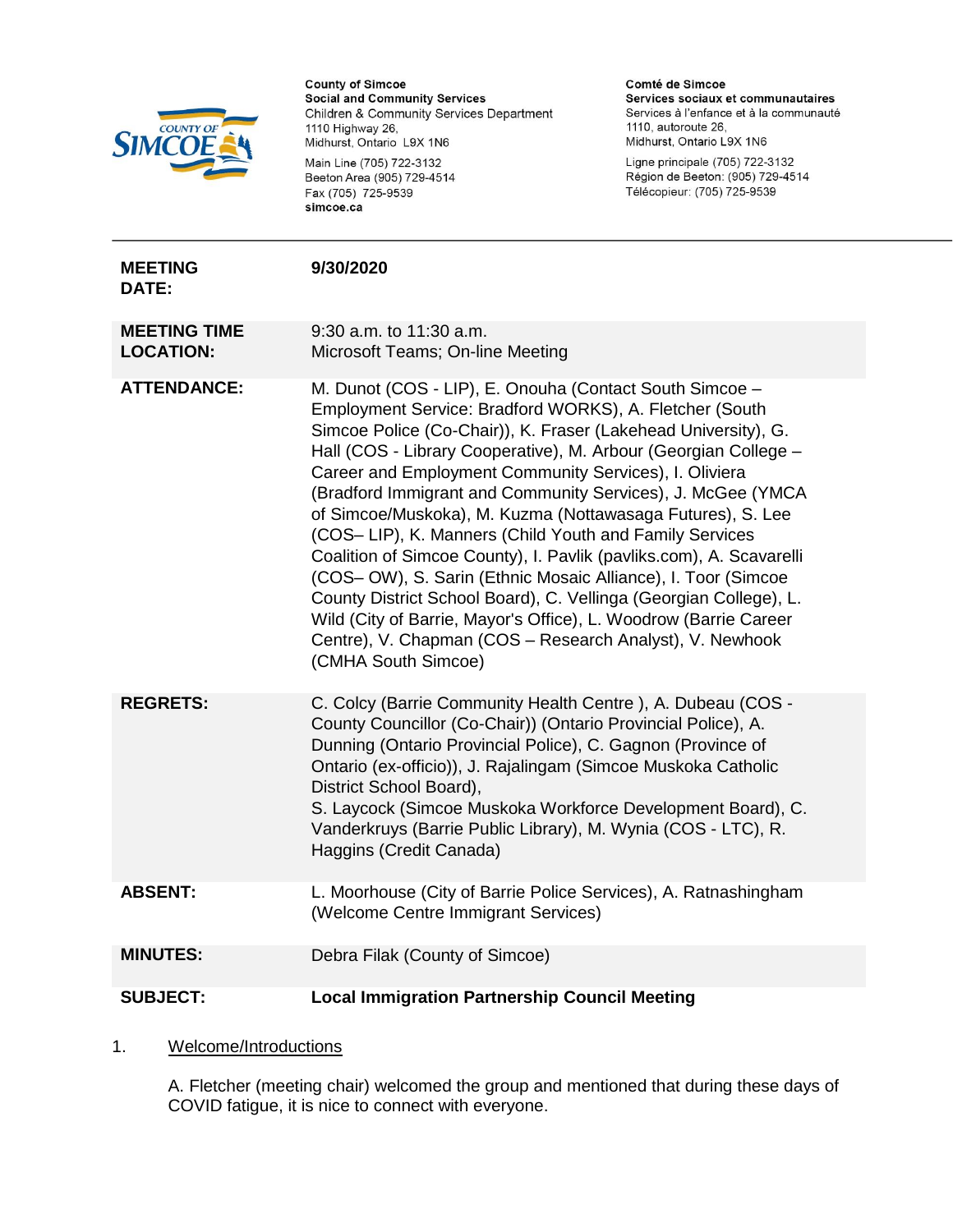County of Simcoe
Social and Community Services
Children & Community Services Department
1110 Highway 26,
Midhurst, Ontario L9X 1N6

Main Line (705) 722-3132
Beeton Area (905) 729-4514
Fax (705) 725-9539
simcoe.ca

Comté de Simcoe
Services sociaux et communautaires
Services à l'enfance et à la communauté
1110, autoroute 26,
Midhurst, Ontario L9X 1N6

Ligne principale (705) 722-3132
Région de Beeton: (905) 729-4514
Télécopieur: (705) 725-9539

---

| | |
|---|---|
| **MEETING DATE:** | **9/30/2020** |
| **MEETING TIME LOCATION:** | 9:30 a.m. to 11:30 a.m. Microsoft Teams; On-line Meeting |
| **ATTENDANCE:** | M. Dunot (COS - LIP), E. Onouha (Contact South Simcoe – Employment Service: Bradford WORKS), A. Fletcher (South Simcoe Police (Co-Chair)), K. Fraser (Lakehead University), G. Hall (COS - Library Cooperative), M. Arbour (Georgian College – Career and Employment Community Services), I. Oliviera (Bradford Immigrant and Community Services), J. McGee (YMCA of Simcoe/Muskoka), M. Kuzma (Nottawasaga Futures), S. Lee (COS– LIP), K. Manners (Child Youth and Family Services Coalition of Simcoe County), I. Pavlik (pavliks.com), A. Scavarelli (COS– OW), S. Sarin (Ethnic Mosaic Alliance), I. Toor (Simcoe County District School Board), C. Vellinga (Georgian College), L. Wild (City of Barrie, Mayor's Office), L. Woodrow (Barrie Career Centre), V. Chapman (COS – Research Analyst), V. Newhook (CMHA South Simcoe) |
| **REGRETS:** | C. Colcy (Barrie Community Health Centre ), A. Dubeau (COS - County Councillor (Co-Chair)) (Ontario Provincial Police), A. Dunning (Ontario Provincial Police), C. Gagnon (Province of Ontario (ex-officio)), J. Rajalingam (Simcoe Muskoka Catholic District School Board), S. Laycock (Simcoe Muskoka Workforce Development Board), C. Vanderkruys (Barrie Public Library), M. Wynia (COS - LTC), R. Haggins (Credit Canada) |
| **ABSENT:** | L. Moorhouse (City of Barrie Police Services), A. Ratnashingham (Welcome Centre Immigrant Services) |
| **MINUTES:** | Debra Filak (County of Simcoe) |
| **SUBJECT:** | **Local Immigration Partnership Council Meeting** |

1. Welcome/Introductions

   A. Fletcher (meeting chair) welcomed the group and mentioned that during these days of COVID fatigue, it is nice to connect with everyone.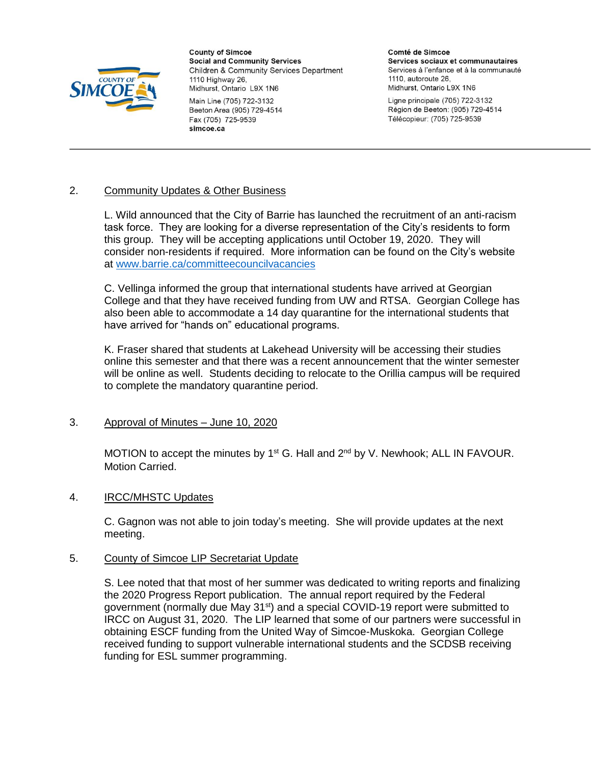County of Simcoe
Social and Community Services
Children & Community Services Department
1110 Highway 26,
Midhurst, Ontario L9X 1N6

Main Line (705) 722-3132
Beeton Area (905) 729-4514
Fax (705) 725-9539
simcoe.ca

Comté de Simcoe
Services sociaux et communautaires
Services à l'enfance et à la communauté
1110, autoroute 26,
Midhurst, Ontario L9X 1N6

Ligne principale (705) 722-3132
Région de Beeton: (905) 729-4514
Télécopieur: (705) 725-9539

2. Community Updates & Other Business

L. Wild announced that the City of Barrie has launched the recruitment of an anti-racism task force. They are looking for a diverse representation of the City's residents to form this group. They will be accepting applications until October 19, 2020. They will consider non-residents if required. More information can be found on the City's website at www.barrie.ca/committeecouncilvacancies

C. Vellinga informed the group that international students have arrived at Georgian College and that they have received funding from UW and RTSA. Georgian College has also been able to accommodate a 14 day quarantine for the international students that have arrived for "hands on" educational programs.

K. Fraser shared that students at Lakehead University will be accessing their studies online this semester and that there was a recent announcement that the winter semester will be online as well. Students deciding to relocate to the Orillia campus will be required to complete the mandatory quarantine period.

3. Approval of Minutes – June 10, 2020

MOTION to accept the minutes by 1st G. Hall and 2nd by V. Newhook; ALL IN FAVOUR. Motion Carried.

4. IRCC/MHSTC Updates

C. Gagnon was not able to join today's meeting. She will provide updates at the next meeting.

5. County of Simcoe LIP Secretariat Update

S. Lee noted that that most of her summer was dedicated to writing reports and finalizing the 2020 Progress Report publication. The annual report required by the Federal government (normally due May 31st) and a special COVID-19 report were submitted to IRCC on August 31, 2020. The LIP learned that some of our partners were successful in obtaining ESCF funding from the United Way of Simcoe-Muskoka. Georgian College received funding to support vulnerable international students and the SCDSB receiving funding for ESL summer programming.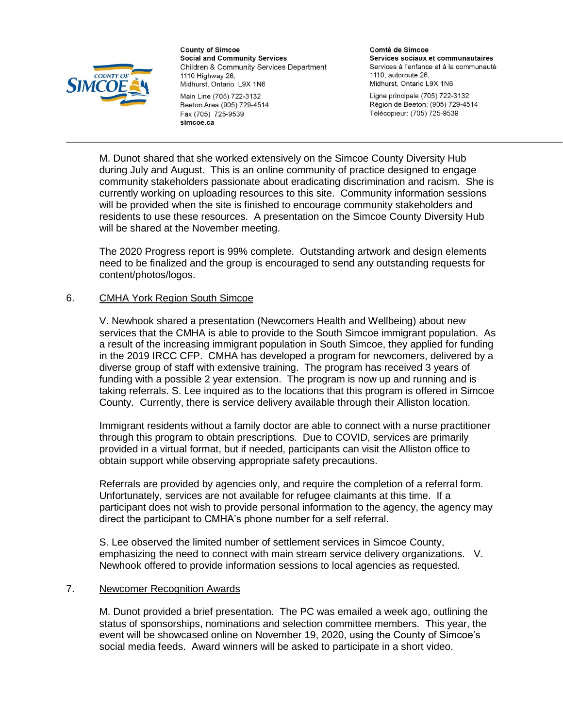M. Dunot shared that she worked extensively on the Simcoe County Diversity Hub during July and August. This is an online community of practice designed to engage community stakeholders passionate about eradicating discrimination and racism. She is currently working on uploading resources to this site. Community information sessions will be provided when the site is finished to encourage community stakeholders and residents to use these resources. A presentation on the Simcoe County Diversity Hub will be shared at the November meeting.

The 2020 Progress report is 99% complete. Outstanding artwork and design elements need to be finalized and the group is encouraged to send any outstanding requests for content/photos/logos.

6. <u>CMHA York Region South Simcoe</u>

   V. Newhook shared a presentation (Newcomers Health and Wellbeing) about new services that the CMHA is able to provide to the South Simcoe immigrant population. As a result of the increasing immigrant population in South Simcoe, they applied for funding in the 2019 IRCC CFP. CMHA has developed a program for newcomers, delivered by a diverse group of staff with extensive training. The program has received 3 years of funding with a possible 2 year extension. The program is now up and running and is taking referrals. S. Lee inquired as to the locations that this program is offered in Simcoe County. Currently, there is service delivery available through their Alliston location.

   Immigrant residents without a family doctor are able to connect with a nurse practitioner through this program to obtain prescriptions. Due to COVID, services are primarily provided in a virtual format, but if needed, participants can visit the Alliston office to obtain support while observing appropriate safety precautions.

   Referrals are provided by agencies only, and require the completion of a referral form. Unfortunately, services are not available for refugee claimants at this time. If a participant does not wish to provide personal information to the agency, the agency may direct the participant to CMHA's phone number for a self referral.

   S. Lee observed the limited number of settlement services in Simcoe County, emphasizing the need to connect with main stream service delivery organizations. V. Newhook offered to provide information sessions to local agencies as requested.

7. <u>Newcomer Recognition Awards</u>

   M. Dunot provided a brief presentation. The PC was emailed a week ago, outlining the status of sponsorships, nominations and selection committee members. This year, the event will be showcased online on November 19, 2020, using the County of Simcoe's social media feeds. Award winners will be asked to participate in a short video.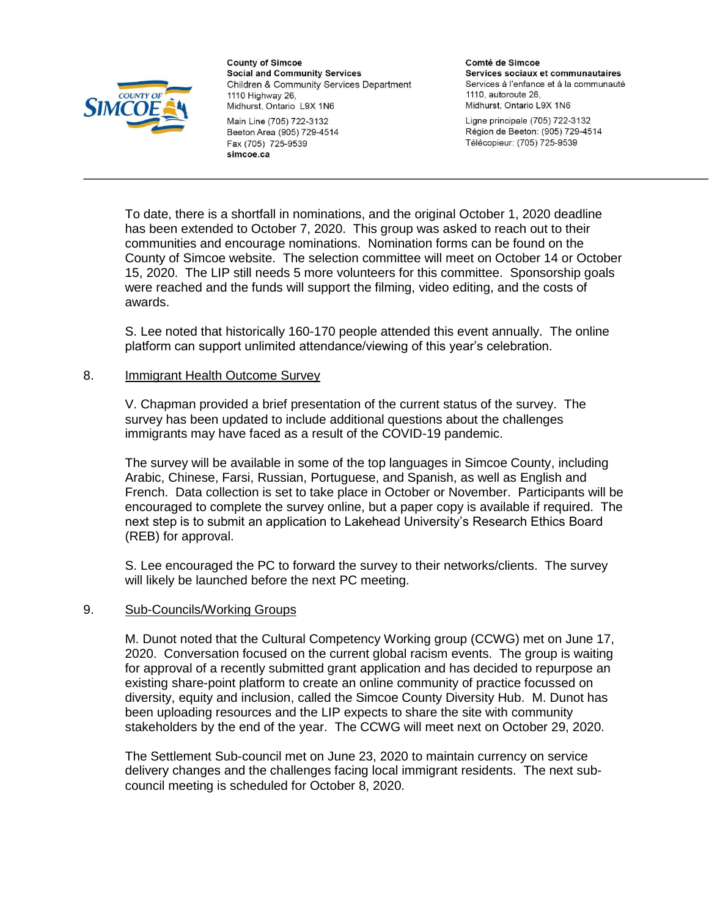To date, there is a shortfall in nominations, and the original October 1, 2020 deadline has been extended to October 7, 2020. This group was asked to reach out to their communities and encourage nominations. Nomination forms can be found on the County of Simcoe website. The selection committee will meet on October 14 or October 15, 2020. The LIP still needs 5 more volunteers for this committee. Sponsorship goals were reached and the funds will support the filming, video editing, and the costs of awards.

S. Lee noted that historically 160-170 people attended this event annually. The online platform can support unlimited attendance/viewing of this year's celebration.

8. Immigrant Health Outcome Survey

V. Chapman provided a brief presentation of the current status of the survey. The survey has been updated to include additional questions about the challenges immigrants may have faced as a result of the COVID-19 pandemic.

The survey will be available in some of the top languages in Simcoe County, including Arabic, Chinese, Farsi, Russian, Portuguese, and Spanish, as well as English and French. Data collection is set to take place in October or November. Participants will be encouraged to complete the survey online, but a paper copy is available if required. The next step is to submit an application to Lakehead University's Research Ethics Board (REB) for approval.

S. Lee encouraged the PC to forward the survey to their networks/clients. The survey will likely be launched before the next PC meeting.

9. Sub-Councils/Working Groups

M. Dunot noted that the Cultural Competency Working group (CCWG) met on June 17, 2020. Conversation focused on the current global racism events. The group is waiting for approval of a recently submitted grant application and has decided to repurpose an existing share-point platform to create an online community of practice focussed on diversity, equity and inclusion, called the Simcoe County Diversity Hub. M. Dunot has been uploading resources and the LIP expects to share the site with community stakeholders by the end of the year. The CCWG will meet next on October 29, 2020.

The Settlement Sub-council met on June 23, 2020 to maintain currency on service delivery changes and the challenges facing local immigrant residents. The next sub-council meeting is scheduled for October 8, 2020.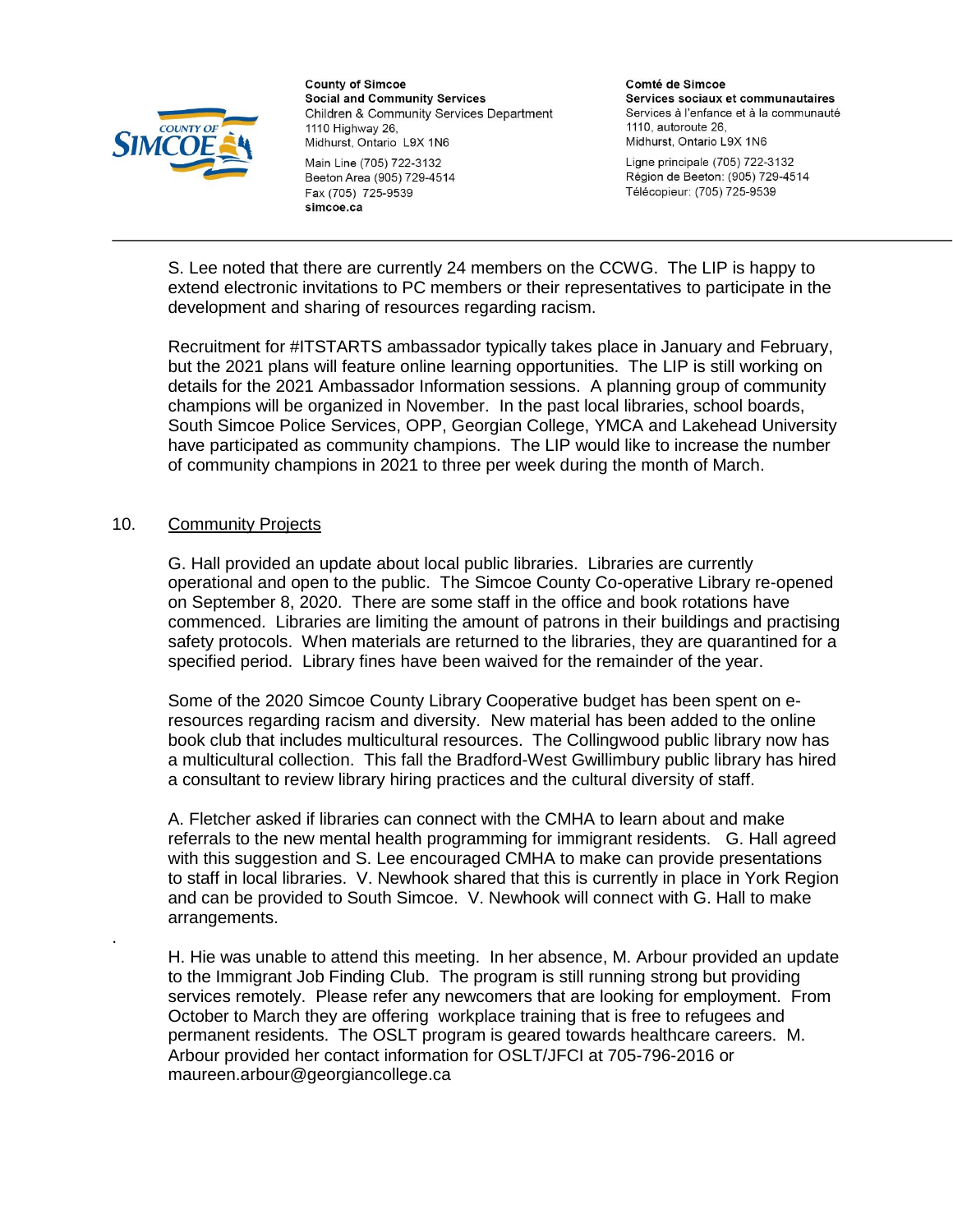S. Lee noted that there are currently 24 members on the CCWG. The LIP is happy to extend electronic invitations to PC members or their representatives to participate in the development and sharing of resources regarding racism.

Recruitment for #ITSTARTS ambassador typically takes place in January and February, but the 2021 plans will feature online learning opportunities. The LIP is still working on details for the 2021 Ambassador Information sessions. A planning group of community champions will be organized in November. In the past local libraries, school boards, South Simcoe Police Services, OPP, Georgian College, YMCA and Lakehead University have participated as community champions. The LIP would like to increase the number of community champions in 2021 to three per week during the month of March.

10. Community Projects

G. Hall provided an update about local public libraries. Libraries are currently operational and open to the public. The Simcoe County Co-operative Library re-opened on September 8, 2020. There are some staff in the office and book rotations have commenced. Libraries are limiting the amount of patrons in their buildings and practising safety protocols. When materials are returned to the libraries, they are quarantined for a specified period. Library fines have been waived for the remainder of the year.

Some of the 2020 Simcoe County Library Cooperative budget has been spent on e-resources regarding racism and diversity. New material has been added to the online book club that includes multicultural resources. The Collingwood public library now has a multicultural collection. This fall the Bradford-West Gwillimbury public library has hired a consultant to review library hiring practices and the cultural diversity of staff.

A. Fletcher asked if libraries can connect with the CMHA to learn about and make referrals to the new mental health programming for immigrant residents. G. Hall agreed with this suggestion and S. Lee encouraged CMHA to make can provide presentations to staff in local libraries. V. Newhook shared that this is currently in place in York Region and can be provided to South Simcoe. V. Newhook will connect with G. Hall to make arrangements.

H. Hie was unable to attend this meeting. In her absence, M. Arbour provided an update to the Immigrant Job Finding Club. The program is still running strong but providing services remotely. Please refer any newcomers that are looking for employment. From October to March they are offering workplace training that is free to refugees and permanent residents. The OSLT program is geared towards healthcare careers. M. Arbour provided her contact information for OSLT/JFCI at 705-796-2016 or maureen.arbour@georgiancollege.ca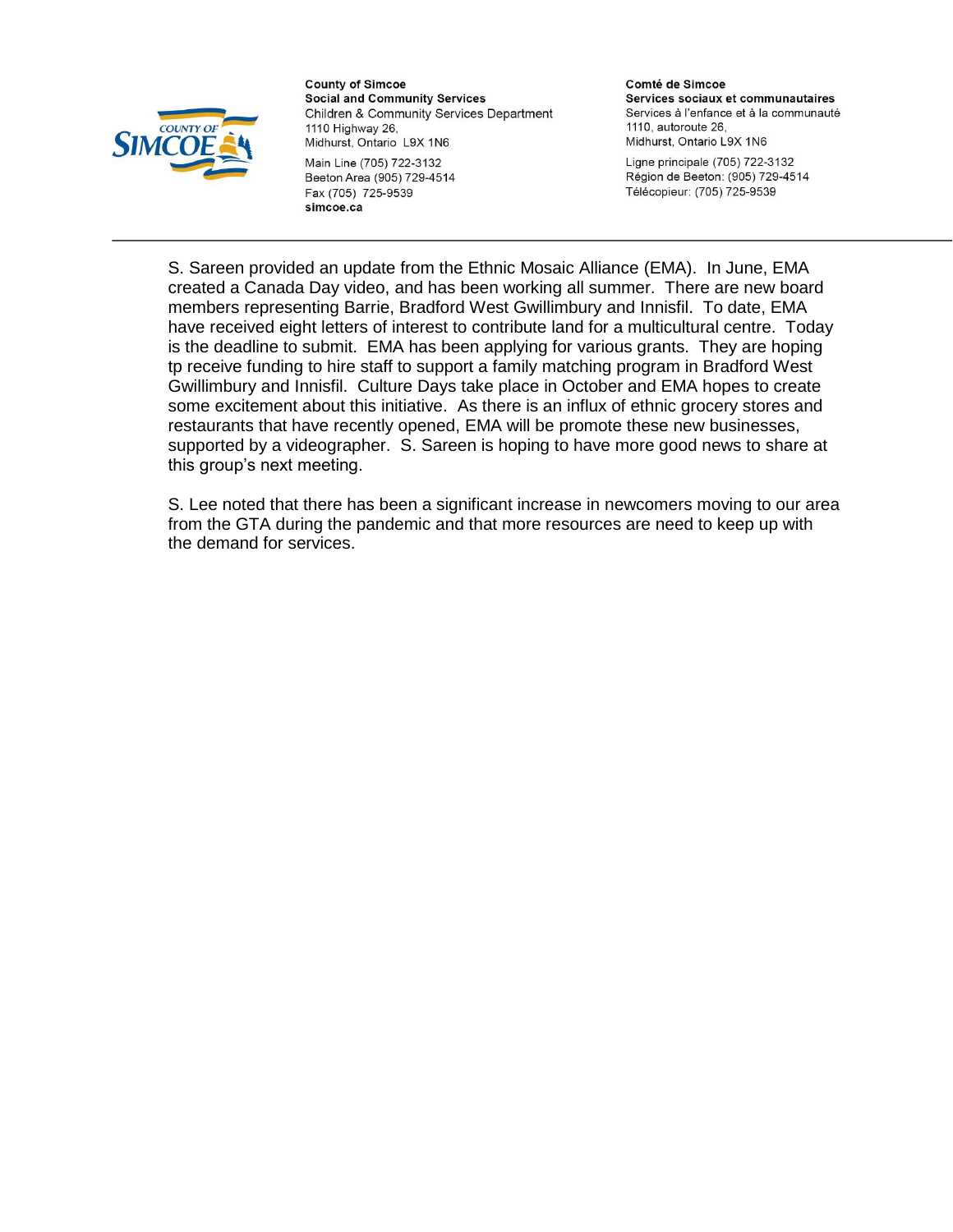S. Sareen provided an update from the Ethnic Mosaic Alliance (EMA). In June, EMA created a Canada Day video, and has been working all summer. There are new board members representing Barrie, Bradford West Gwillimbury and Innisfil. To date, EMA have received eight letters of interest to contribute land for a multicultural centre. Today is the deadline to submit. EMA has been applying for various grants. They are hoping tp receive funding to hire staff to support a family matching program in Bradford West Gwillimbury and Innisfil. Culture Days take place in October and EMA hopes to create some excitement about this initiative. As there is an influx of ethnic grocery stores and restaurants that have recently opened, EMA will be promote these new businesses, supported by a videographer. S. Sareen is hoping to have more good news to share at this group's next meeting.

S. Lee noted that there has been a significant increase in newcomers moving to our area from the GTA during the pandemic and that more resources are need to keep up with the demand for services.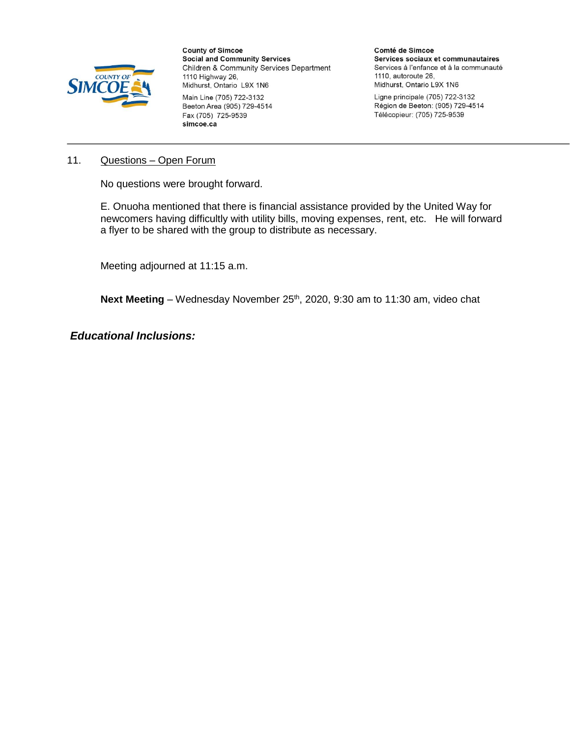County of Simcoe
**Social and Community Services**
Children & Community Services Department
1110 Highway 26,
Midhurst, Ontario L9X 1N6

Main Line (705) 722-3132
Beeton Area (905) 729-4514
Fax (705) 725-9539
**simcoe.ca**

Comté de Simcoe
**Services sociaux et communautaires**
Services à l'enfance et à la communauté
1110, autoroute 26,
Midhurst, Ontario L9X 1N6

Ligne principale (705) 722-3132
Région de Beeton: (905) 729-4514
Télécopieur: (705) 725-9539

---

11. Questions – Open Forum

No questions were brought forward.

E. Onuoha mentioned that there is financial assistance provided by the United Way for newcomers having difficultly with utility bills, moving expenses, rent, etc. He will forward a flyer to be shared with the group to distribute as necessary.

Meeting adjourned at 11:15 a.m.

**Next Meeting** – Wednesday November 25th, 2020, 9:30 am to 11:30 am, video chat

***Educational Inclusions:***